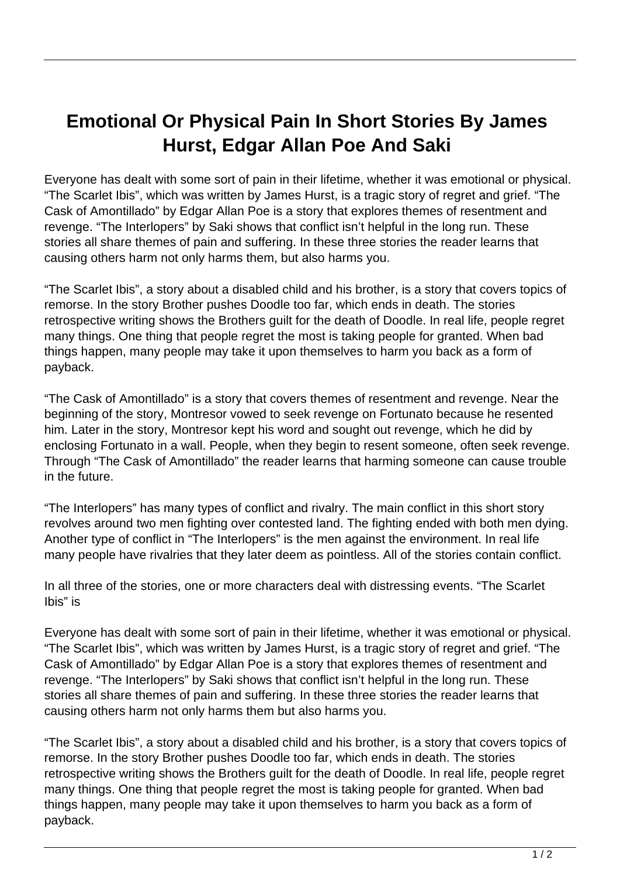# Emotional Or Physical Pain In Short Stories By James Hurst, Edgar Allan Poe And Saki

Everyone has dealt with some sort of pain in their lifetime, whether it was emotional or physical. “The Scarlet Ibis”, which was written by James Hurst, is a tragic story of regret and grief. “The Cask of Amontillado” by Edgar Allan Poe is a story that explores themes of resentment and revenge. “The Interlopers” by Saki shows that conflict isn’t helpful in the long run. These stories all share themes of pain and suffering. In these three stories the reader learns that causing others harm not only harms them, but also harms you.

“The Scarlet Ibis”, a story about a disabled child and his brother, is a story that covers topics of remorse. In the story Brother pushes Doodle too far, which ends in death. The stories retrospective writing shows the Brothers guilt for the death of Doodle. In real life, people regret many things. One thing that people regret the most is taking people for granted. When bad things happen, many people may take it upon themselves to harm you back as a form of payback.

“The Cask of Amontillado” is a story that covers themes of resentment and revenge. Near the beginning of the story, Montresor vowed to seek revenge on Fortunato because he resented him. Later in the story, Montresor kept his word and sought out revenge, which he did by enclosing Fortunato in a wall. People, when they begin to resent someone, often seek revenge. Through “The Cask of Amontillado” the reader learns that harming someone can cause trouble in the future.

“The Interlopers” has many types of conflict and rivalry. The main conflict in this short story revolves around two men fighting over contested land. The fighting ended with both men dying. Another type of conflict in “The Interlopers” is the men against the environment. In real life many people have rivalries that they later deem as pointless. All of the stories contain conflict.

In all three of the stories, one or more characters deal with distressing events. “The Scarlet Ibis” is

Everyone has dealt with some sort of pain in their lifetime, whether it was emotional or physical. “The Scarlet Ibis”, which was written by James Hurst, is a tragic story of regret and grief. “The Cask of Amontillado” by Edgar Allan Poe is a story that explores themes of resentment and revenge. “The Interlopers” by Saki shows that conflict isn’t helpful in the long run. These stories all share themes of pain and suffering. In these three stories the reader learns that causing others harm not only harms them but also harms you.

“The Scarlet Ibis”, a story about a disabled child and his brother, is a story that covers topics of remorse. In the story Brother pushes Doodle too far, which ends in death. The stories retrospective writing shows the Brothers guilt for the death of Doodle. In real life, people regret many things. One thing that people regret the most is taking people for granted. When bad things happen, many people may take it upon themselves to harm you back as a form of payback.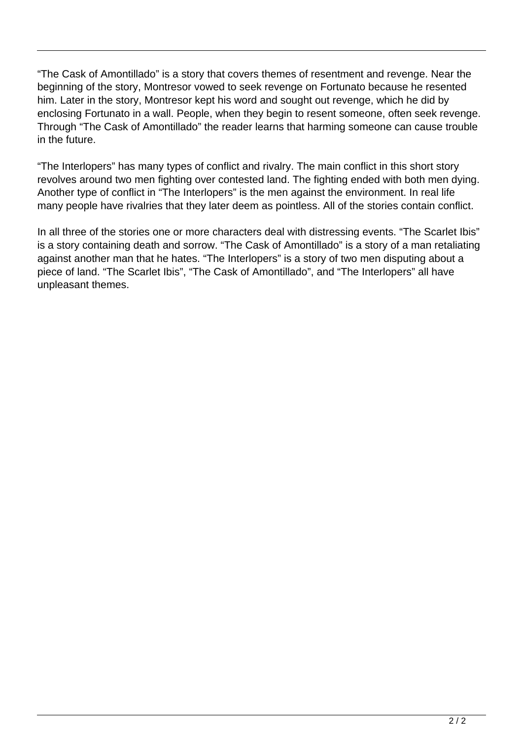"The Cask of Amontillado" is a story that covers themes of resentment and revenge. Near the beginning of the story, Montresor vowed to seek revenge on Fortunato because he resented him. Later in the story, Montresor kept his word and sought out revenge, which he did by enclosing Fortunato in a wall. People, when they begin to resent someone, often seek revenge. Through "The Cask of Amontillado" the reader learns that harming someone can cause trouble in the future.

"The Interlopers" has many types of conflict and rivalry. The main conflict in this short story revolves around two men fighting over contested land. The fighting ended with both men dying. Another type of conflict in "The Interlopers" is the men against the environment. In real life many people have rivalries that they later deem as pointless. All of the stories contain conflict.

In all three of the stories one or more characters deal with distressing events. "The Scarlet Ibis" is a story containing death and sorrow. "The Cask of Amontillado" is a story of a man retaliating against another man that he hates. "The Interlopers" is a story of two men disputing about a piece of land. "The Scarlet Ibis", "The Cask of Amontillado", and "The Interlopers" all have unpleasant themes.